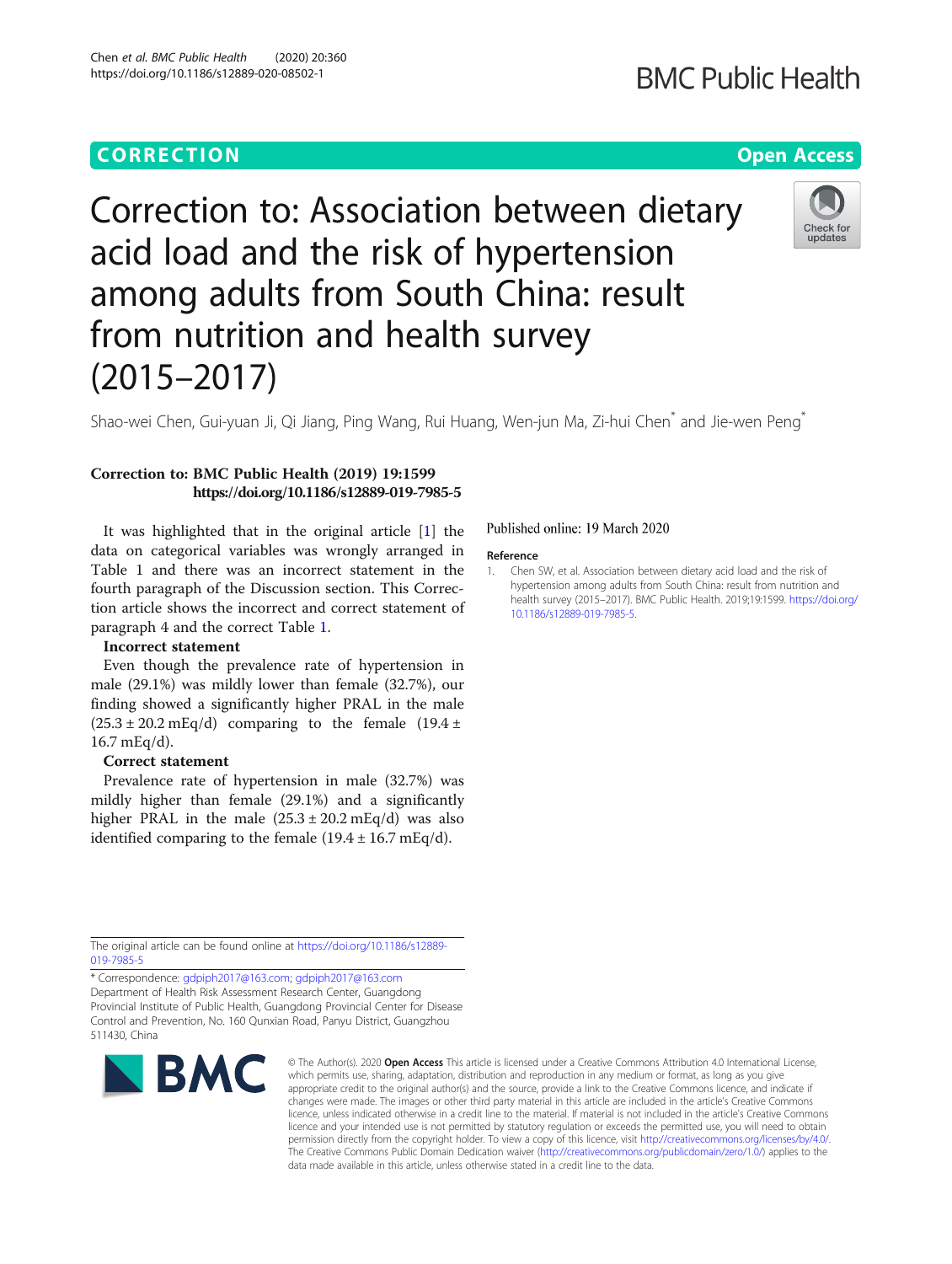**CORRECTION** **Open Access**

# Correction to: Association between dietary acid load and the risk of hypertension among adults from South China: result from nutrition and health survey (2015–2017)

Shao-wei Chen, Gui-yuan Ji, Qi Jiang, Ping Wang, Rui Huang, Wen-jun Ma, Zi-hui Chen* and Jie-wen Peng*

**Correction to: BMC Public Health (2019) 19:1599**
**https://doi.org/10.1186/s12889-019-7985-5**

It was highlighted that in the original article [1] the data on categorical variables was wrongly arranged in Table 1 and there was an incorrect statement in the fourth paragraph of the Discussion section. This Correction article shows the incorrect and correct statement of paragraph 4 and the correct Table 1.

**Incorrect statement**

Even though the prevalence rate of hypertension in male (29.1%) was mildly lower than female (32.7%), our finding showed a significantly higher PRAL in the male (25.3 ± 20.2 mEq/d) comparing to the female (19.4 ± 16.7 mEq/d).

**Correct statement**

Prevalence rate of hypertension in male (32.7%) was mildly higher than female (29.1%) and a significantly higher PRAL in the male (25.3 ± 20.2 mEq/d) was also identified comparing to the female (19.4 ± 16.7 mEq/d).

Published online: 19 March 2020

## Reference

1. Chen SW, et al. Association between dietary acid load and the risk of hypertension among adults from South China: result from nutrition and health survey (2015–2017). BMC Public Health. 2019;19:1599. https://doi.org/10.1186/s12889-019-7985-5.

The original article can be found online at https://doi.org/10.1186/s12889-019-7985-5

* Correspondence: gdpiph2017@163.com; gdpiph2017@163.com
Department of Health Risk Assessment Research Center, Guangdong Provincial Institute of Public Health, Guangdong Provincial Center for Disease Control and Prevention, No. 160 Qunxian Road, Panyu District, Guangzhou 511430, China

© The Author(s). 2020 **Open Access** This article is licensed under a Creative Commons Attribution 4.0 International License, which permits use, sharing, adaptation, distribution and reproduction in any medium or format, as long as you give appropriate credit to the original author(s) and the source, provide a link to the Creative Commons licence, and indicate if changes were made. The images or other third party material in this article are included in the article's Creative Commons licence, unless indicated otherwise in a credit line to the material. If material is not included in the article's Creative Commons licence and your intended use is not permitted by statutory regulation or exceeds the permitted use, you will need to obtain permission directly from the copyright holder. To view a copy of this licence, visit http://creativecommons.org/licenses/by/4.0/. The Creative Commons Public Domain Dedication waiver (http://creativecommons.org/publicdomain/zero/1.0/) applies to the data made available in this article, unless otherwise stated in a credit line to the data.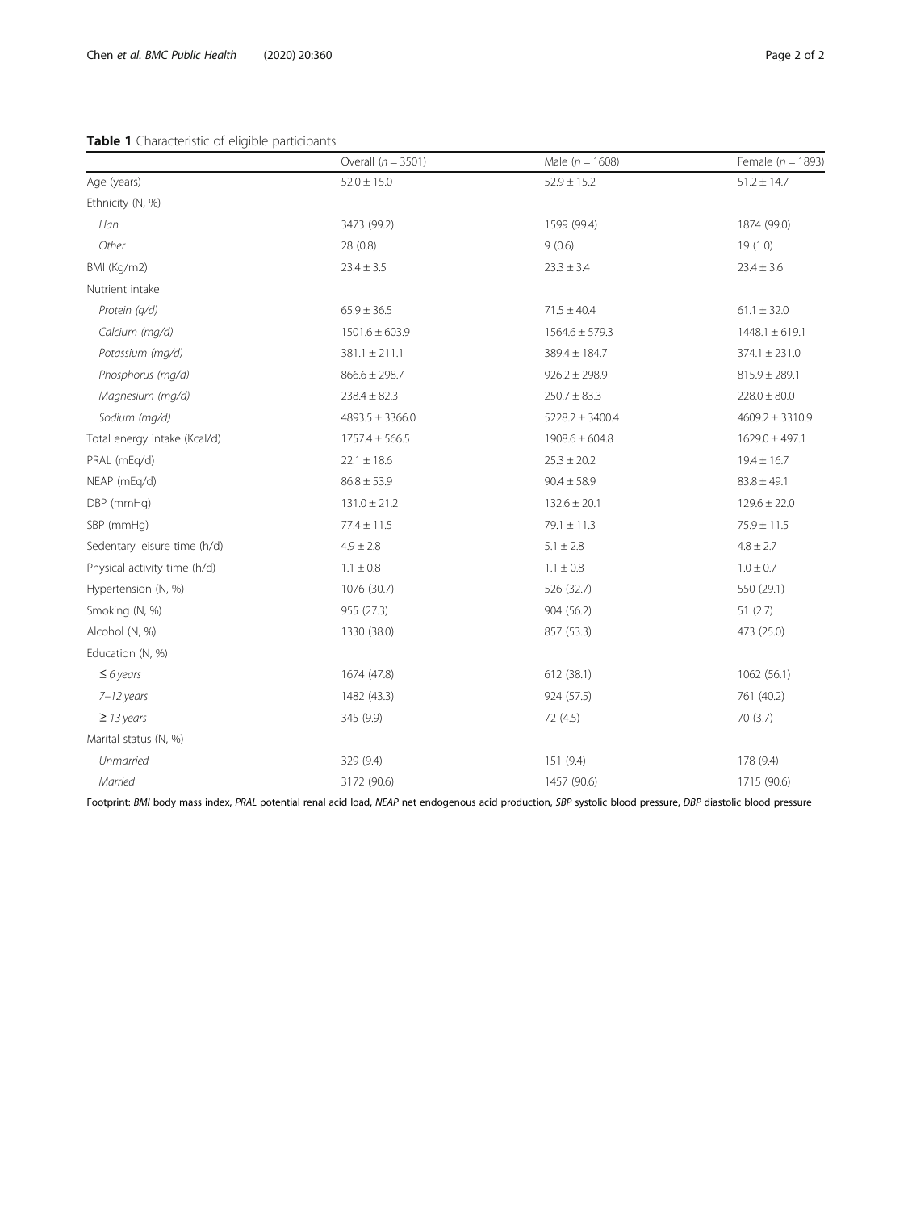**Table 1** Characteristic of eligible participants

| | Overall (*n* = 3501) | Male (*n* = 1608) | Female (*n* = 1893) |
|---|---|---|---|
| Age (years) | 52.0 ± 15.0 | 52.9 ± 15.2 | 51.2 ± 14.7 |
| Ethnicity (N, %) | | | |
| *Han* | 3473 (99.2) | 1599 (99.4) | 1874 (99.0) |
| *Other* | 28 (0.8) | 9 (0.6) | 19 (1.0) |
| BMI (Kg/m2) | 23.4 ± 3.5 | 23.3 ± 3.4 | 23.4 ± 3.6 |
| Nutrient intake | | | |
| *Protein (g/d)* | 65.9 ± 36.5 | 71.5 ± 40.4 | 61.1 ± 32.0 |
| *Calcium (mg/d)* | 1501.6 ± 603.9 | 1564.6 ± 579.3 | 1448.1 ± 619.1 |
| *Potassium (mg/d)* | 381.1 ± 211.1 | 389.4 ± 184.7 | 374.1 ± 231.0 |
| *Phosphorus (mg/d)* | 866.6 ± 298.7 | 926.2 ± 298.9 | 815.9 ± 289.1 |
| *Magnesium (mg/d)* | 238.4 ± 82.3 | 250.7 ± 83.3 | 228.0 ± 80.0 |
| *Sodium (mg/d)* | 4893.5 ± 3366.0 | 5228.2 ± 3400.4 | 4609.2 ± 3310.9 |
| Total energy intake (Kcal/d) | 1757.4 ± 566.5 | 1908.6 ± 604.8 | 1629.0 ± 497.1 |
| PRAL (mEq/d) | 22.1 ± 18.6 | 25.3 ± 20.2 | 19.4 ± 16.7 |
| NEAP (mEq/d) | 86.8 ± 53.9 | 90.4 ± 58.9 | 83.8 ± 49.1 |
| DBP (mmHg) | 131.0 ± 21.2 | 132.6 ± 20.1 | 129.6 ± 22.0 |
| SBP (mmHg) | 77.4 ± 11.5 | 79.1 ± 11.3 | 75.9 ± 11.5 |
| Sedentary leisure time (h/d) | 4.9 ± 2.8 | 5.1 ± 2.8 | 4.8 ± 2.7 |
| Physical activity time (h/d) | 1.1 ± 0.8 | 1.1 ± 0.8 | 1.0 ± 0.7 |
| Hypertension (N, %) | 1076 (30.7) | 526 (32.7) | 550 (29.1) |
| Smoking (N, %) | 955 (27.3) | 904 (56.2) | 51 (2.7) |
| Alcohol (N, %) | 1330 (38.0) | 857 (53.3) | 473 (25.0) |
| Education (N, %) | | | |
| *≤ 6 years* | 1674 (47.8) | 612 (38.1) | 1062 (56.1) |
| *7–12 years* | 1482 (43.3) | 924 (57.5) | 761 (40.2) |
| *≥ 13 years* | 345 (9.9) | 72 (4.5) | 70 (3.7) |
| Marital status (N, %) | | | |
| *Unmarried* | 329 (9.4) | 151 (9.4) | 178 (9.4) |
| *Married* | 3172 (90.6) | 1457 (90.6) | 1715 (90.6) |

Footprint: *BMI* body mass index, *PRAL* potential renal acid load, *NEAP* net endogenous acid production, *SBP* systolic blood pressure, *DBP* diastolic blood pressure